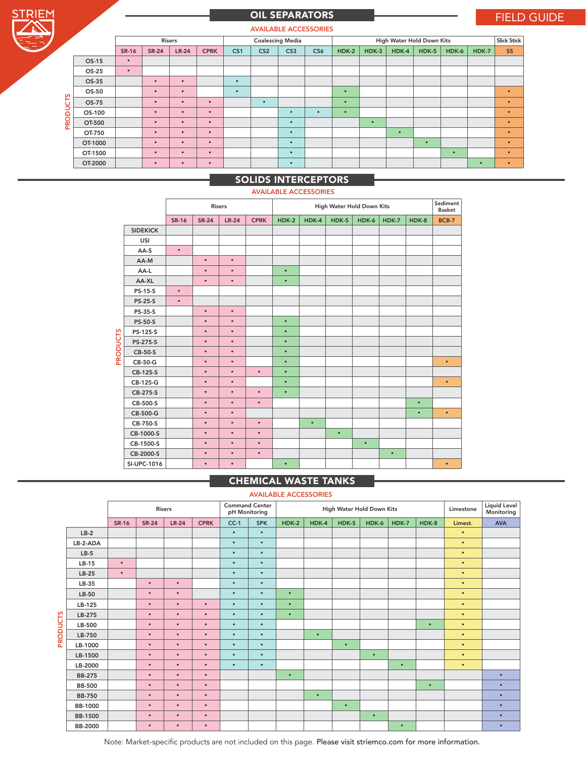# FIELD GUIDE

## OIL SEPARATORS

AVAILABLE ACCESSORIES

| PRODUCTS | Risers | | | | Coalescing Media | | | | High Water Hold Down Kits | | | | | | Slick Stick |
|---|---|---|---|---|---|---|---|---|---|---|---|---|---|---|---|
| | SR-16 | SR-24 | LR-24 | CPRK | CS1 | CS2 | CS3 | CS6 | HDK-2 | HDK-3 | HDK-4 | HDK-5 | HDK-6 | HDK-7 | SS |
| OS-15 | • | | | | | | | | | | | | | | |
| OS-25 | • | | | | | | | | | | | | | | |
| OS-35 | | • | • | | • | | | | | | | | | | |
| OS-50 | | • | • | | • | | | | • | | | | | | • |
| OS-75 | | • | • | • | | • | | | • | | | | | | • |
| OS-100 | | • | • | • | | | • | • | • | | | | | | • |
| OT-500 | | • | • | • | | | • | | | • | | | | | • |
| OT-750 | | • | • | • | | | • | | | | • | | | | • |
| OT-1000 | | • | • | • | | | • | | | | | • | | | • |
| OT-1500 | | • | • | • | | | • | | | | | | • | | • |
| OT-2000 | | • | • | • | | | • | | | | | | | • | • |

## SOLIDS INTERCEPTORS

AVAILABLE ACCESSORIES

| PRODUCTS | Risers | | | | High Water Hold Down Kits | | | | | | Sediment Basket |
|---|---|---|---|---|---|---|---|---|---|---|---|
| | SR-16 | SR-24 | LR-24 | CPRK | HDK-2 | HDK-4 | HDK-5 | HDK-6 | HDK-7 | HDK-8 | BCB-7 |
| SIDEKICK | | | | | | | | | | | |
| USI | | | | | | | | | | | |
| AA-S | • | | | | | | | | | | |
| AA-M | | • | • | | | | | | | | |
| AA-L | | • | • | | • | | | | | | |
| AA-XL | | • | • | | • | | | | | | |
| PS-15-S | • | | | | | | | | | | |
| PS-25-S | • | | | | | | | | | | |
| PS-35-S | | • | • | | | | | | | | |
| PS-50-S | | • | • | | • | | | | | | |
| PS-125-S | | • | • | | • | | | | | | |
| PS-275-S | | • | • | | • | | | | | | |
| CB-50-S | | • | • | | • | | | | | | |
| CB-50-G | | • | • | | • | | | | | | • |
| CB-125-S | | • | • | • | • | | | | | | |
| CB-125-G | | • | • | | • | | | | | | • |
| CB-275-S | | • | • | • | • | | | | | | |
| CB-500-S | | • | • | • | | | | | | • | |
| CB-500-G | | • | • | | | | | | | • | • |
| CB-750-S | | • | • | • | | • | | | | | |
| CB-1000-S | | • | • | • | | | • | | | | |
| CB-1500-S | | • | • | • | | | | • | | | |
| CB-2000-S | | • | • | • | | | | | • | | |
| SI-UPC-1016 | | • | • | | • | | | | | | • |

## CHEMICAL WASTE TANKS

AVAILABLE ACCESSORIES

| PRODUCTS | Risers | | | | Command Center pH Monitoring | | High Water Hold Down Kits | | | | | | Limestone | Liquid Level Monitoring |
|---|---|---|---|---|---|---|---|---|---|---|---|---|---|---|
| | SR-16 | SR-24 | LR-24 | CPRK | CC-1 | SPK | HDK-2 | HDK-4 | HDK-5 | HDK-6 | HDK-7 | HDK-8 | Limest. | AVA |
| LB-2 | | | | | • | • | | | | | | | • | |
| LB-2-ADA | | | | | • | • | | | | | | | • | |
| LB-5 | | | | | • | • | | | | | | | • | |
| LB-15 | • | | | | • | • | | | | | | | • | |
| LB-25 | • | | | | • | • | | | | | | | • | |
| LB-35 | | • | • | | • | • | | | | | | | • | |
| LB-50 | | • | • | | • | • | • | | | | | | • | |
| LB-125 | | • | • | • | • | • | • | | | | | | • | |
| LB-275 | | • | • | • | • | • | • | | | | | | • | |
| LB-500 | | • | • | • | • | • | | | | | | • | • | |
| LB-750 | | • | • | • | • | • | | • | | | | | • | |
| LB-1000 | | • | • | • | • | • | | | • | | | | • | |
| LB-1500 | | • | • | • | • | • | | | | • | | | • | |
| LB-2000 | | • | • | • | • | • | | | | | • | | • | |
| BB-275 | | • | • | • | | | • | | | | | | | • |
| BB-500 | | • | • | • | | | | | | | | • | | • |
| BB-750 | | • | • | • | | | | • | | | | | | • |
| BB-1000 | | • | • | • | | | | | • | | | | | • |
| BB-1500 | | • | • | • | | | | | | • | | | | • |
| BB-2000 | | • | • | • | | | | | | | • | | | • |

Note: Market-specific products are not included on this page. Please visit striemco.com for more information.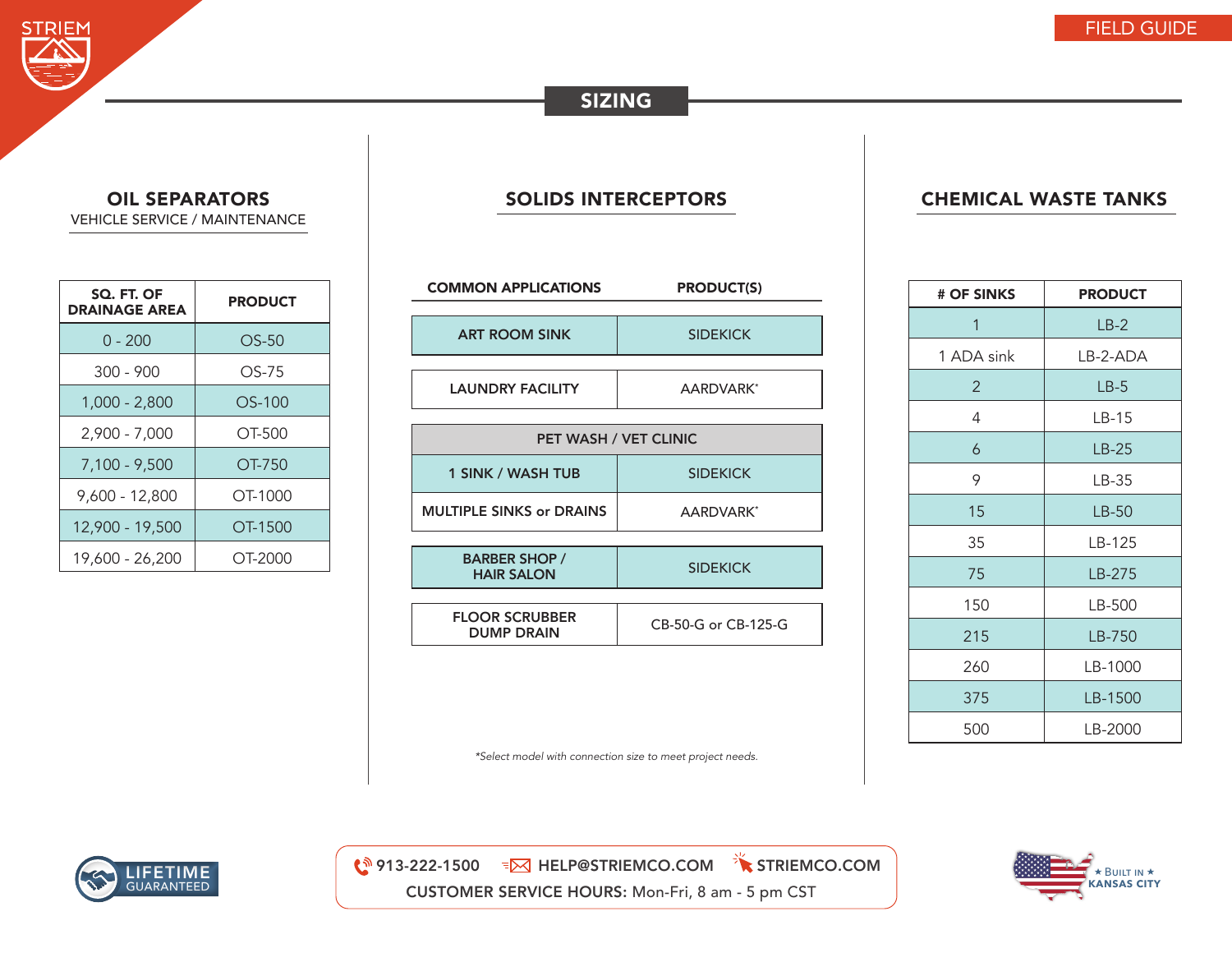STRIEM

FIELD GUIDE

# SIZING

## OIL SEPARATORS

VEHICLE SERVICE / MAINTENANCE

| SQ. FT. OF DRAINAGE AREA | PRODUCT |
|---|---|
| 0 - 200 | OS-50 |
| 300 - 900 | OS-75 |
| 1,000 - 2,800 | OS-100 |
| 2,900 - 7,000 | OT-500 |
| 7,100 - 9,500 | OT-750 |
| 9,600 - 12,800 | OT-1000 |
| 12,900 - 19,500 | OT-1500 |
| 19,600 - 26,200 | OT-2000 |

## SOLIDS INTERCEPTORS

| COMMON APPLICATIONS | PRODUCT(S) |
|---|---|
| ART ROOM SINK | SIDEKICK |
| LAUNDRY FACILITY | AARDVARK* |
| PET WASH / VET CLINIC | |
| 1 SINK / WASH TUB | SIDEKICK |
| MULTIPLE SINKS or DRAINS | AARDVARK* |
| BARBER SHOP / HAIR SALON | SIDEKICK |
| FLOOR SCRUBBER DUMP DRAIN | CB-50-G or CB-125-G |

*Select model with connection size to meet project needs.*

## CHEMICAL WASTE TANKS

| # OF SINKS | PRODUCT |
|---|---|
| 1 | LB-2 |
| 1 ADA sink | LB-2-ADA |
| 2 | LB-5 |
| 4 | LB-15 |
| 6 | LB-25 |
| 9 | LB-35 |
| 15 | LB-50 |
| 35 | LB-125 |
| 75 | LB-275 |
| 150 | LB-500 |
| 215 | LB-750 |
| 260 | LB-1000 |
| 375 | LB-1500 |
| 500 | LB-2000 |

LIFETIME GUARANTEED

913-222-1500 HELP@STRIEMCO.COM STRIEMCO.COM

CUSTOMER SERVICE HOURS: Mon-Fri, 8 am - 5 pm CST

★ BUILT IN ★ KANSAS CITY